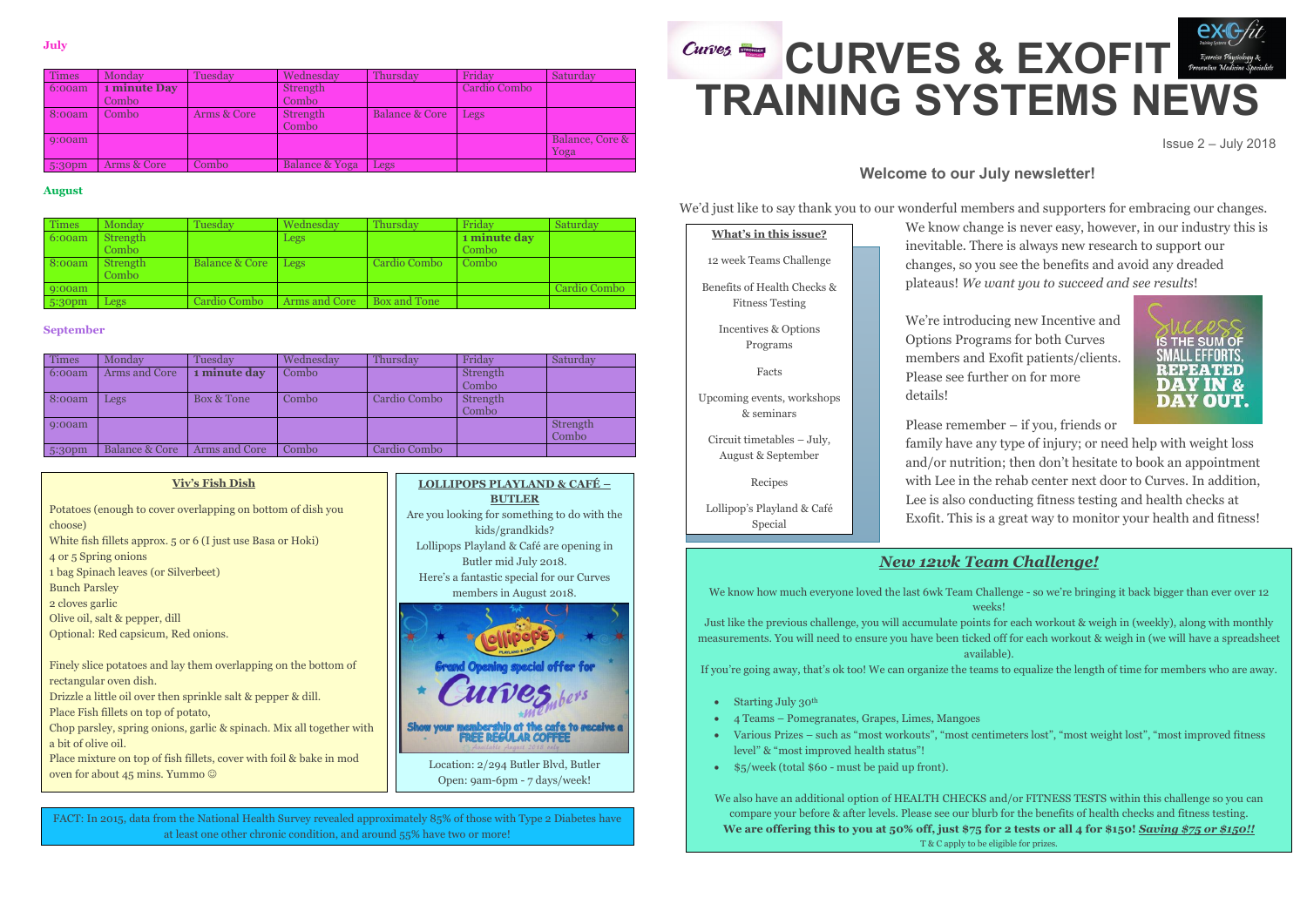# CURVES & EXOFIT TRAINING SYSTEMS NEWS

Issue 2 – July 2018

## Welcome to our July newsletter!

We'd just like to say thank you to our wonderful members and supporters for embracing our changes. We know change is never easy, however, in our industry this is inevitable. There is always new research to support our changes, so you see the benefits and avoid any dreaded plateaus! *We want you to succeed and see results*!

We're introducing new Incentive and Options Programs for both Curves members and Exofit patients/clients. Please see further on for more details!

Please remember – if you, friends or family have any type of injury; or need help with weight loss and/or nutrition; then don't hesitate to book an appointment with Lee in the rehab center next door to Curves. In addition, Lee is also conducting fitness testing and health checks at Exofit. This is a great way to monitor your health and fitness!

**What's in this issue?**

- 12 week Teams Challenge
- Benefits of Health Checks & Fitness Testing
- Incentives & Options Programs
- Facts
- Upcoming events, workshops & seminars
- Circuit timetables – July, August & September
- Recipes
- Lollipop's Playland & Café Special

## *New 12wk Team Challenge!*

We know how much everyone loved the last 6wk Team Challenge - so we're bringing it back bigger than ever over 12 weeks!

Just like the previous challenge, you will accumulate points for each workout & weigh in (weekly), along with monthly measurements. You will need to ensure you have been ticked off for each workout & weigh in (we will have a spreadsheet available).

If you're going away, that's ok too! We can organize the teams to equalize the length of time for members who are away.

- Starting July 30th
- 4 Teams – Pomegranates, Grapes, Limes, Mangoes
- Various Prizes – such as "most workouts", "most centimeters lost", "most weight lost", "most improved fitness level" & "most improved health status"!
- $5/week (total $60 - must be paid up front).

We also have an additional option of HEALTH CHECKS and/or FITNESS TESTS within this challenge so you can compare your before & after levels. Please see our blurb for the benefits of health checks and fitness testing.

**We are offering this to you at 50% off, just $75 for 2 tests or all 4 for $150! *Saving $75 or $150!!***

T & C apply to be eligible for prizes.

### July

| Times | Monday | Tuesday | Wednesday | Thursday | Friday | Saturday |
|---|---|---|---|---|---|---|
| 6:00am | **1 minute Day** Combo | | Strength Combo | | Cardio Combo | |
| 8:00am | Combo | Arms & Core | Strength Combo | Balance & Core | Legs | |
| 9:00am | | | | | | Balance, Core & Yoga |
| 5:30pm | Arms & Core | Combo | Balance & Yoga | Legs | | |

### August

| Times | Monday | Tuesday | Wednesday | Thursday | Friday | Saturday |
|---|---|---|---|---|---|---|
| 6:00am | Strength Combo | | Legs | | **1 minute day** Combo | |
| 8:00am | Strength Combo | Balance & Core | Legs | Cardio Combo | Combo | |
| 9:00am | | | | | | Cardio Combo |
| 5:30pm | Legs | Cardio Combo | Arms and Core | Box and Tone | | |

### September

| Times | Monday | Tuesday | Wednesday | Thursday | Friday | Saturday |
|---|---|---|---|---|---|---|
| 6:00am | Arms and Core | **1 minute day** | Combo | | Strength Combo | |
| 8:00am | Legs | Box & Tone | Combo | Cardio Combo | Strength Combo | |
| 9:00am | | | | | | Strength Combo |
| 5:30pm | Balance & Core | Arms and Core | Combo | Cardio Combo | | |

### Viv's Fish Dish

Potatoes (enough to cover overlapping on bottom of dish you choose)
White fish fillets approx. 5 or 6 (I just use Basa or Hoki)
4 or 5 Spring onions
1 bag Spinach leaves (or Silverbeet)
Bunch Parsley
2 cloves garlic
Olive oil, salt & pepper, dill
Optional: Red capsicum, Red onions.

Finely slice potatoes and lay them overlapping on the bottom of rectangular oven dish.
Drizzle a little oil over then sprinkle salt & pepper & dill.
Place Fish fillets on top of potato,
Chop parsley, spring onions, garlic & spinach. Mix all together with a bit of olive oil.
Place mixture on top of fish fillets, cover with foil & bake in mod oven for about 45 mins. Yummo ☺

### LOLLIPOPS PLAYLAND & CAFÉ – BUTLER

Are you looking for something to do with the kids/grandkids?
Lollipops Playland & Café are opening in Butler mid July 2018.
Here's a fantastic special for our Curves members in August 2018.

Grand Opening special offer for Curves members
Show your membership at the cafe to receive a FREE REGULAR COFFEE
Available August 2018 only

Location: 2/294 Butler Blvd, Butler
Open: 9am-6pm - 7 days/week!

FACT: In 2015, data from the National Health Survey revealed approximately 85% of those with Type 2 Diabetes have at least one other chronic condition, and around 55% have two or more!

Success is the sum of small efforts, repeated day in & day out.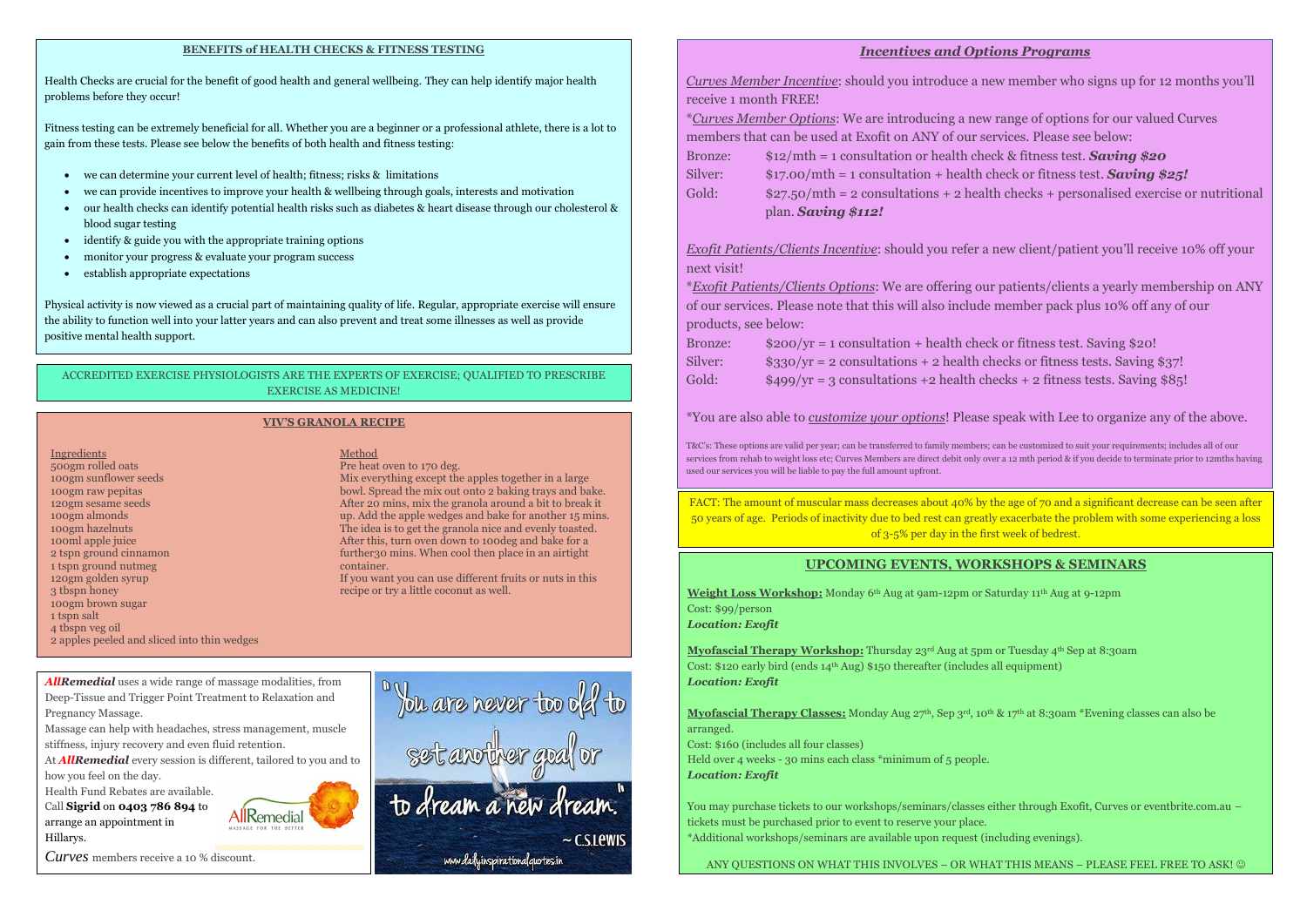## BENEFITS of HEALTH CHECKS & FITNESS TESTING

Health Checks are crucial for the benefit of good health and general wellbeing. They can help identify major health problems before they occur!

Fitness testing can be extremely beneficial for all. Whether you are a beginner or a professional athlete, there is a lot to gain from these tests. Please see below the benefits of both health and fitness testing:

- we can determine your current level of health; fitness; risks & limitations
- we can provide incentives to improve your health & wellbeing through goals, interests and motivation
- our health checks can identify potential health risks such as diabetes & heart disease through our cholesterol & blood sugar testing
- identify & guide you with the appropriate training options
- monitor your progress & evaluate your program success
- establish appropriate expectations

Physical activity is now viewed as a crucial part of maintaining quality of life. Regular, appropriate exercise will ensure the ability to function well into your latter years and can also prevent and treat some illnesses as well as provide positive mental health support.

ACCREDITED EXERCISE PHYSIOLOGISTS ARE THE EXPERTS OF EXERCISE; QUALIFIED TO PRESCRIBE EXERCISE AS MEDICINE!

## VIV'S GRANOLA RECIPE

Ingredients
500gm rolled oats
100gm sunflower seeds
100gm raw pepitas
120gm sesame seeds
100gm almonds
100gm hazelnuts
100ml apple juice
2 tspn ground cinnamon
1 tspn ground nutmeg
120gm golden syrup
3 tbspn honey
100gm brown sugar
1 tspn salt
4 tbspn veg oil
2 apples peeled and sliced into thin wedges

Method
Pre heat oven to 170 deg.
Mix everything except the apples together in a large bowl. Spread the mix out onto 2 baking trays and bake.
After 20 mins, mix the granola around a bit to break it up. Add the apple wedges and bake for another 15 mins.
The idea is to get the granola nice and evenly toasted.
After this, turn oven down to 100deg and bake for a further30 mins. When cool then place in an airtight container.
If you want you can use different fruits or nuts in this recipe or try a little coconut as well.

***AllRemedial*** uses a wide range of massage modalities, from Deep-Tissue and Trigger Point Treatment to Relaxation and Pregnancy Massage.
Massage can help with headaches, stress management, muscle stiffness, injury recovery and even fluid retention.
At ***AllRemedial*** every session is different, tailored to you and to how you feel on the day.
Health Fund Rebates are available.
Call **Sigrid** on **0403 786 894** to arrange an appointment in Hillarys.

AllRemedial MASSAGE FOR THE BETTER

*Curves* members receive a 10 % discount.

"You are never too old to set another goal or to dream a new dream." ~ C.S.Lewis
www.dailyinspirationalquotes.in

## *Incentives and Options Programs*

*Curves Member Incentive*: should you introduce a new member who signs up for 12 months you'll receive 1 month FREE!

\**Curves Member Options*: We are introducing a new range of options for our valued Curves members that can be used at Exofit on ANY of our services. Please see below:

| | |
|---|---|
| Bronze: | $12/mth = 1 consultation or health check & fitness test. ***Saving $20*** |
| Silver: | $17.00/mth = 1 consultation + health check or fitness test. ***Saving $25!*** |
| Gold: | $27.50/mth = 2 consultations + 2 health checks + personalised exercise or nutritional plan. ***Saving $112!*** |

*Exofit Patients/Clients Incentive*: should you refer a new client/patient you'll receive 10% off your next visit!

\**Exofit Patients/Clients Options*: We are offering our patients/clients a yearly membership on ANY of our services. Please note that this will also include member pack plus 10% off any of our products, see below:

| | |
|---|---|
| Bronze: | $200/yr = 1 consultation + health check or fitness test. Saving $20! |
| Silver: | $330/yr = 2 consultations + 2 health checks or fitness tests. Saving $37! |
| Gold: | $499/yr = 3 consultations +2 health checks + 2 fitness tests. Saving $85! |

\*You are also able to *customize your options*! Please speak with Lee to organize any of the above.

T&C's: These options are valid per year; can be transferred to family members; can be customized to suit your requirements; includes all of our services from rehab to weight loss etc; Curves Members are direct debit only over a 12 mth period & if you decide to terminate prior to 12mths having used our services you will be liable to pay the full amount upfront.

FACT: The amount of muscular mass decreases about 40% by the age of 70 and a significant decrease can be seen after 50 years of age. Periods of inactivity due to bed rest can greatly exacerbate the problem with some experiencing a loss of 3-5% per day in the first week of bedrest.

## UPCOMING EVENTS, WORKSHOPS & SEMINARS

**Weight Loss Workshop:** Monday 6th Aug at 9am-12pm or Saturday 11th Aug at 9-12pm
Cost: $99/person
***Location: Exofit***

**Myofascial Therapy Workshop:** Thursday 23rd Aug at 5pm or Tuesday 4th Sep at 8:30am
Cost: $120 early bird (ends 14th Aug) $150 thereafter (includes all equipment)
***Location: Exofit***

**Myofascial Therapy Classes:** Monday Aug 27th, Sep 3rd, 10th & 17th at 8:30am \*Evening classes can also be arranged.
Cost: $160 (includes all four classes)
Held over 4 weeks - 30 mins each class \*minimum of 5 people.
***Location: Exofit***

You may purchase tickets to our workshops/seminars/classes either through Exofit, Curves or eventbrite.com.au – tickets must be purchased prior to event to reserve your place.
\*Additional workshops/seminars are available upon request (including evenings).

ANY QUESTIONS ON WHAT THIS INVOLVES – OR WHAT THIS MEANS – PLEASE FEEL FREE TO ASK! ☺